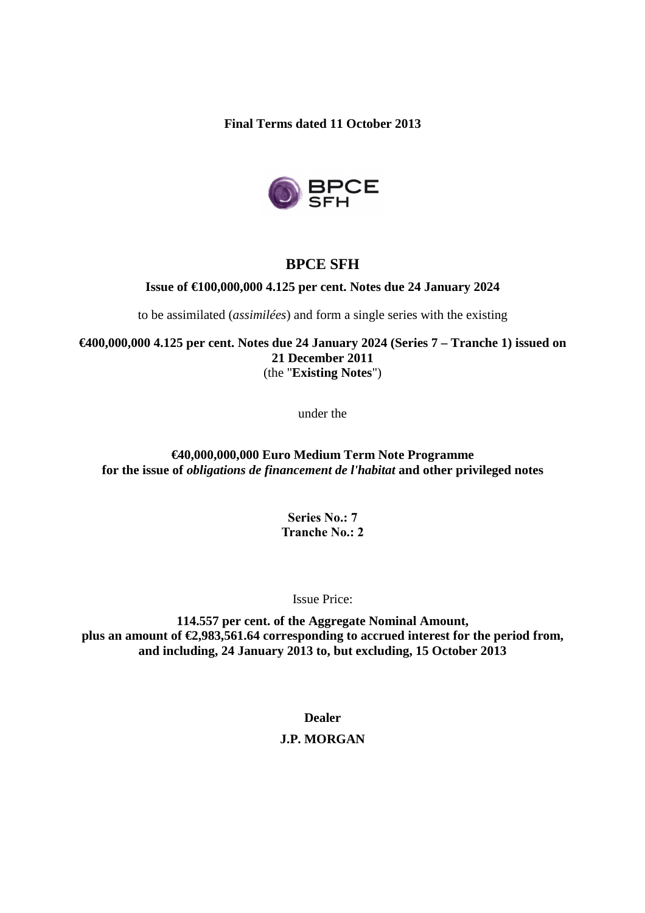**Final Terms dated 11 October 2013**

# BPCE SFH

**Issue of €100,000,000 4.125 per cent. Notes due 24 January 2024**

to be assimilated (*assimilées*) and form a single series with the existing

**€400,000,000 4.125 per cent. Notes due 24 January 2024 (Series 7 – Tranche 1) issued on 21 December 2011**
(the "**Existing Notes**")

under the

**€40,000,000,000 Euro Medium Term Note Programme**
**for the issue of *obligations de financement de l'habitat* and other privileged notes**

**Series No.: 7**
**Tranche No.: 2**

Issue Price:

**114.557 per cent. of the Aggregate Nominal Amount,**
**plus an amount of €2,983,561.64 corresponding to accrued interest for the period from, and including, 24 January 2013 to, but excluding, 15 October 2013**

**Dealer**

**J.P. MORGAN**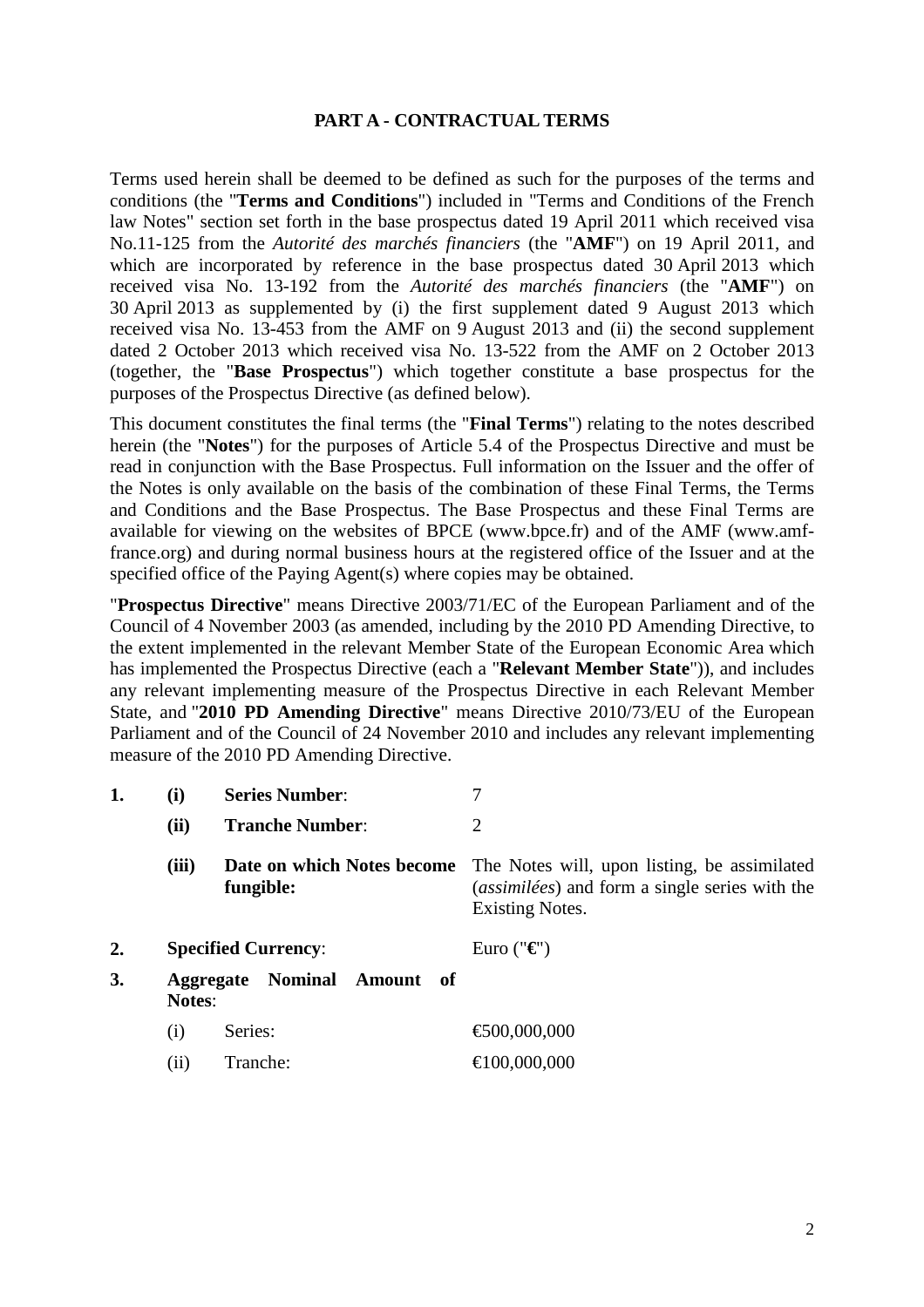## PART A - CONTRACTUAL TERMS

Terms used herein shall be deemed to be defined as such for the purposes of the terms and conditions (the "**Terms and Conditions**") included in "Terms and Conditions of the French law Notes" section set forth in the base prospectus dated 19 April 2011 which received visa No.11-125 from the *Autorité des marchés financiers* (the "**AMF**") on 19 April 2011, and which are incorporated by reference in the base prospectus dated 30 April 2013 which received visa No. 13-192 from the *Autorité des marchés financiers* (the "**AMF**") on 30 April 2013 as supplemented by (i) the first supplement dated 9 August 2013 which received visa No. 13-453 from the AMF on 9 August 2013 and (ii) the second supplement dated 2 October 2013 which received visa No. 13-522 from the AMF on 2 October 2013 (together, the "**Base Prospectus**") which together constitute a base prospectus for the purposes of the Prospectus Directive (as defined below).

This document constitutes the final terms (the "**Final Terms**") relating to the notes described herein (the "**Notes**") for the purposes of Article 5.4 of the Prospectus Directive and must be read in conjunction with the Base Prospectus. Full information on the Issuer and the offer of the Notes is only available on the basis of the combination of these Final Terms, the Terms and Conditions and the Base Prospectus. The Base Prospectus and these Final Terms are available for viewing on the websites of BPCE (www.bpce.fr) and of the AMF (www.amf-france.org) and during normal business hours at the registered office of the Issuer and at the specified office of the Paying Agent(s) where copies may be obtained.

"**Prospectus Directive**" means Directive 2003/71/EC of the European Parliament and of the Council of 4 November 2003 (as amended, including by the 2010 PD Amending Directive, to the extent implemented in the relevant Member State of the European Economic Area which has implemented the Prospectus Directive (each a "**Relevant Member State**")), and includes any relevant implementing measure of the Prospectus Directive in each Relevant Member State, and "**2010 PD Amending Directive**" means Directive 2010/73/EU of the European Parliament and of the Council of 24 November 2010 and includes any relevant implementing measure of the 2010 PD Amending Directive.

| | | | |
|---|---|---|---|
| **1.** | **(i)** | **Series Number**: | 7 |
| | **(ii)** | **Tranche Number**: | 2 |
| | **(iii)** | **Date on which Notes become fungible:** | The Notes will, upon listing, be assimilated (*assimilées*) and form a single series with the Existing Notes. |
| **2.** | | **Specified Currency**: | Euro ("**€**") |
| **3.** | | **Aggregate Nominal Amount of Notes**: | |
| | (i) | Series: | €500,000,000 |
| | (ii) | Tranche: | €100,000,000 |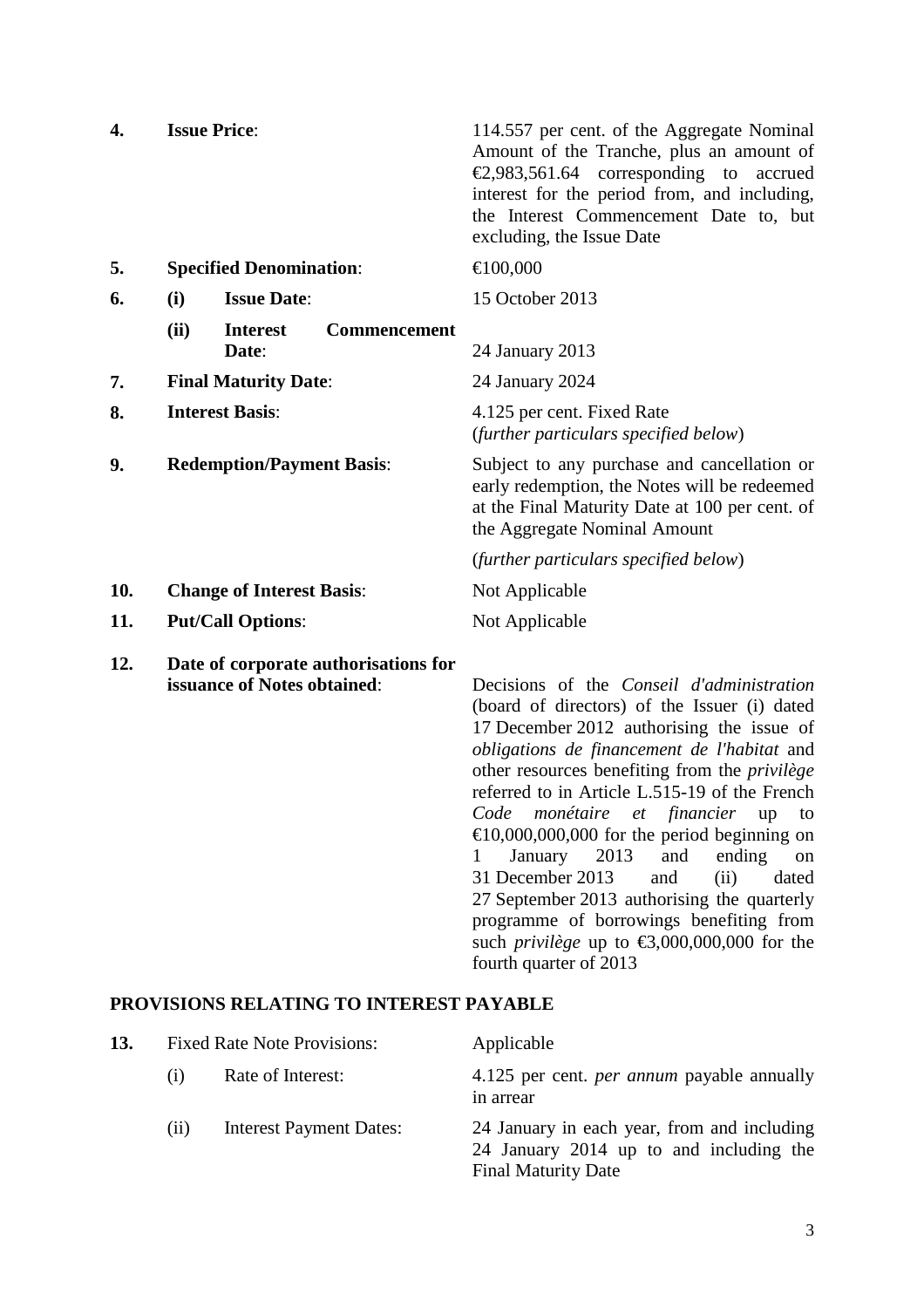| | | |
|---|---|---|
| **4.** | **Issue Price**: | 114.557 per cent. of the Aggregate Nominal Amount of the Tranche, plus an amount of €2,983,561.64 corresponding to accrued interest for the period from, and including, the Interest Commencement Date to, but excluding, the Issue Date |
| **5.** | **Specified Denomination**: | €100,000 |
| **6.** | **(i) Issue Date**: | 15 October 2013 |
| | **(ii) Interest Commencement Date**: | 24 January 2013 |
| **7.** | **Final Maturity Date**: | 24 January 2024 |
| **8.** | **Interest Basis**: | 4.125 per cent. Fixed Rate (*further particulars specified below*) |
| **9.** | **Redemption/Payment Basis**: | Subject to any purchase and cancellation or early redemption, the Notes will be redeemed at the Final Maturity Date at 100 per cent. of the Aggregate Nominal Amount<br><br>(*further particulars specified below*) |
| **10.** | **Change of Interest Basis**: | Not Applicable |
| **11.** | **Put/Call Options**: | Not Applicable |
| **12.** | **Date of corporate authorisations for issuance of Notes obtained**: | Decisions of the *Conseil d'administration* (board of directors) of the Issuer (i) dated 17 December 2012 authorising the issue of *obligations de financement de l'habitat* and other resources benefiting from the *privilège* referred to in Article L.515-19 of the French *Code monétaire et financier* up to €10,000,000,000 for the period beginning on 1 January 2013 and ending on 31 December 2013 and (ii) dated 27 September 2013 authorising the quarterly programme of borrowings benefiting from such *privilège* up to €3,000,000,000 for the fourth quarter of 2013 |

## PROVISIONS RELATING TO INTEREST PAYABLE

| | | |
|---|---|---|
| **13.** | Fixed Rate Note Provisions: | Applicable |
| | (i) Rate of Interest: | 4.125 per cent. *per annum* payable annually in arrear |
| | (ii) Interest Payment Dates: | 24 January in each year, from and including 24 January 2014 up to and including the Final Maturity Date |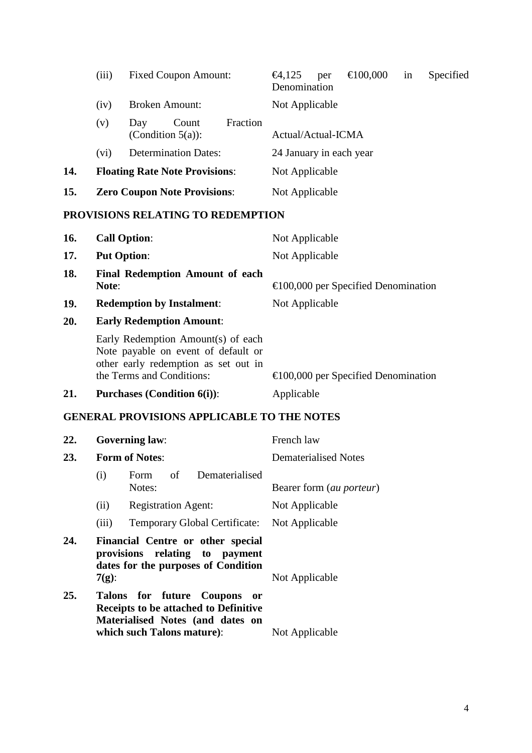| | | |
|---|---|---|
| | (iii) Fixed Coupon Amount: | €4,125 per €100,000 in Specified Denomination |
| | (iv) Broken Amount: | Not Applicable |
| | (v) Day Count Fraction (Condition 5(a)): | Actual/Actual-ICMA |
| | (vi) Determination Dates: | 24 January in each year |
| **14.** | **Floating Rate Note Provisions**: | Not Applicable |
| **15.** | **Zero Coupon Note Provisions**: | Not Applicable |

## PROVISIONS RELATING TO REDEMPTION

| | | |
|---|---|---|
| **16.** | **Call Option**: | Not Applicable |
| **17.** | **Put Option**: | Not Applicable |
| **18.** | **Final Redemption Amount of each Note**: | €100,000 per Specified Denomination |
| **19.** | **Redemption by Instalment**: | Not Applicable |
| **20.** | **Early Redemption Amount**: | |
| | Early Redemption Amount(s) of each Note payable on event of default or other early redemption as set out in the Terms and Conditions: | €100,000 per Specified Denomination |
| **21.** | **Purchases (Condition 6(i))**: | Applicable |

## GENERAL PROVISIONS APPLICABLE TO THE NOTES

| | | |
|---|---|---|
| **22.** | **Governing law**: | French law |
| **23.** | **Form of Notes**: | Dematerialised Notes |
| | (i) Form of Dematerialised Notes: | Bearer form (*au porteur*) |
| | (ii) Registration Agent: | Not Applicable |
| | (iii) Temporary Global Certificate: | Not Applicable |
| **24.** | **Financial Centre or other special provisions relating to payment dates for the purposes of Condition 7(g)**: | Not Applicable |
| **25.** | **Talons for future Coupons or Receipts to be attached to Definitive Materialised Notes (and dates on which such Talons mature)**: | Not Applicable |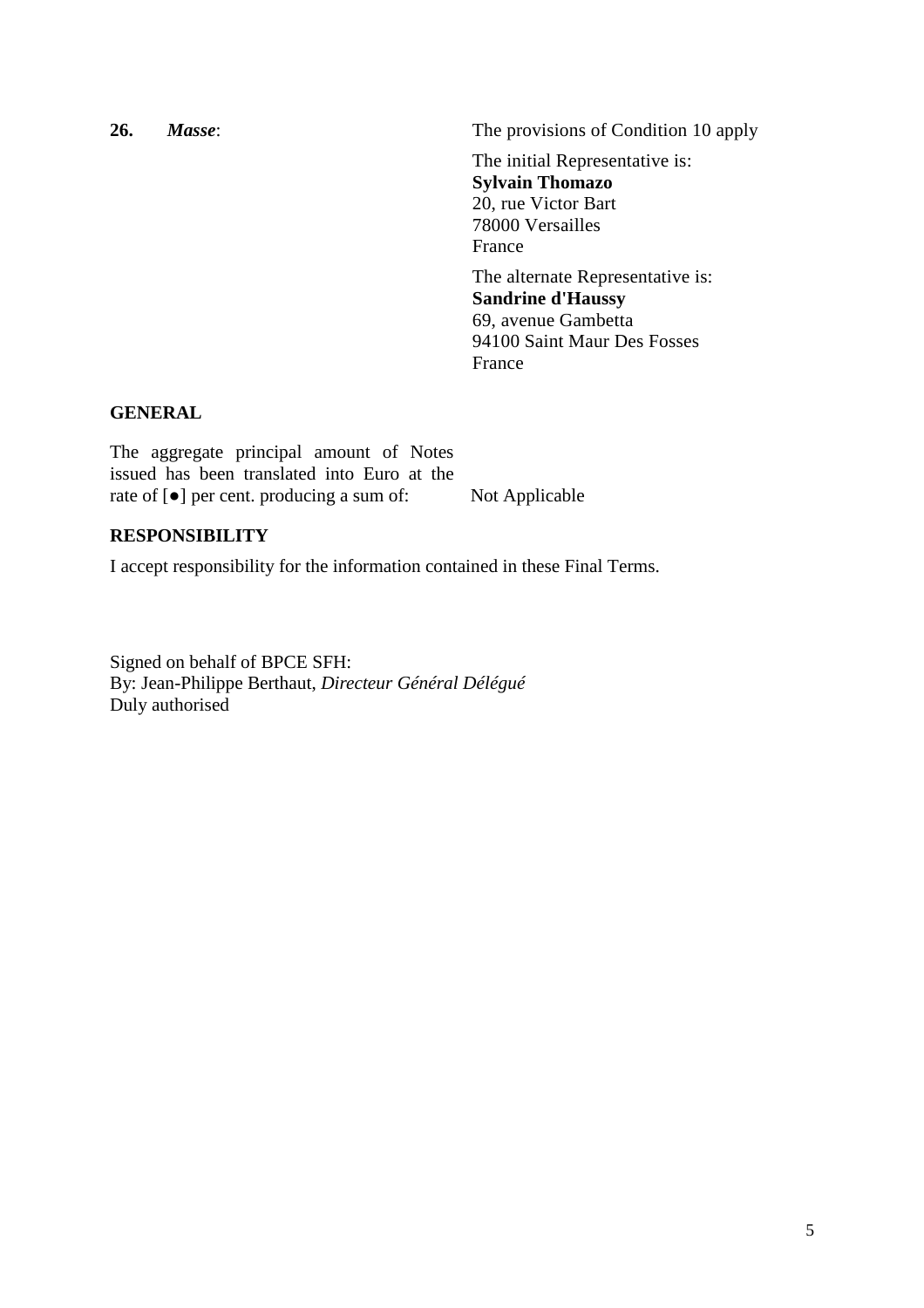| | |
|---|---|
| **26.** ***Masse***: | The provisions of Condition 10 apply |
| | The initial Representative is:<br>**Sylvain Thomazo**<br>20, rue Victor Bart<br>78000 Versailles<br>France |
| | The alternate Representative is:<br>**Sandrine d'Haussy**<br>69, avenue Gambetta<br>94100 Saint Maur Des Fosses<br>France |

**GENERAL**

| | |
|---|---|
| The aggregate principal amount of Notes issued has been translated into Euro at the rate of [●] per cent. producing a sum of: | Not Applicable |

**RESPONSIBILITY**

I accept responsibility for the information contained in these Final Terms.

Signed on behalf of BPCE SFH:
By: Jean-Philippe Berthaut, *Directeur Général Délégué*
Duly authorised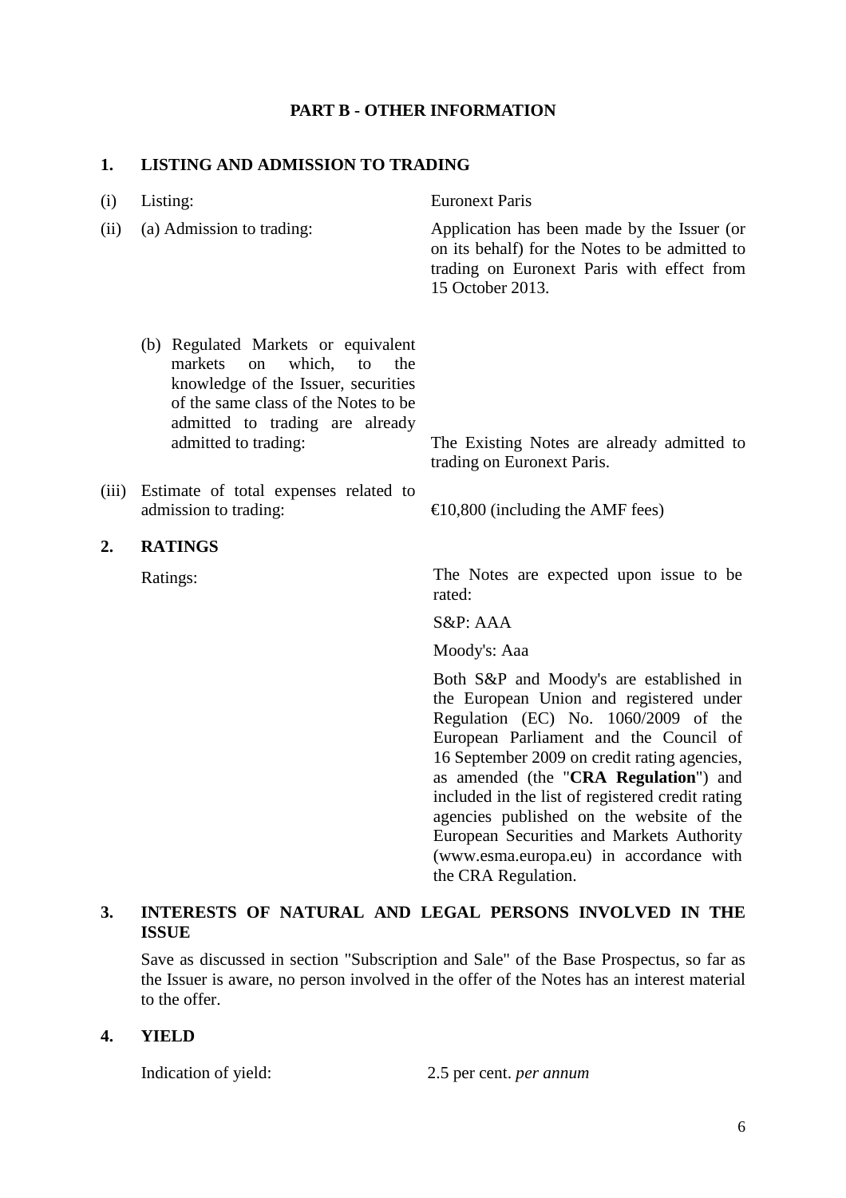## PART B - OTHER INFORMATION

### 1. LISTING AND ADMISSION TO TRADING

| | | |
|---|---|---|
| (i) | Listing: | Euronext Paris |
| (ii) | (a) Admission to trading: | Application has been made by the Issuer (or on its behalf) for the Notes to be admitted to trading on Euronext Paris with effect from 15 October 2013. |
| | (b) Regulated Markets or equivalent markets on which, to the knowledge of the Issuer, securities of the same class of the Notes to be admitted to trading are already admitted to trading: | The Existing Notes are already admitted to trading on Euronext Paris. |
| (iii) | Estimate of total expenses related to admission to trading: | €10,800 (including the AMF fees) |

### 2. RATINGS

Ratings:

The Notes are expected upon issue to be rated:

S&P: AAA

Moody's: Aaa

Both S&P and Moody's are established in the European Union and registered under Regulation (EC) No. 1060/2009 of the European Parliament and the Council of 16 September 2009 on credit rating agencies, as amended (the "**CRA Regulation**") and included in the list of registered credit rating agencies published on the website of the European Securities and Markets Authority (www.esma.europa.eu) in accordance with the CRA Regulation.

### 3. INTERESTS OF NATURAL AND LEGAL PERSONS INVOLVED IN THE ISSUE

Save as discussed in section "Subscription and Sale" of the Base Prospectus, so far as the Issuer is aware, no person involved in the offer of the Notes has an interest material to the offer.

### 4. YIELD

Indication of yield: 2.5 per cent. *per annum*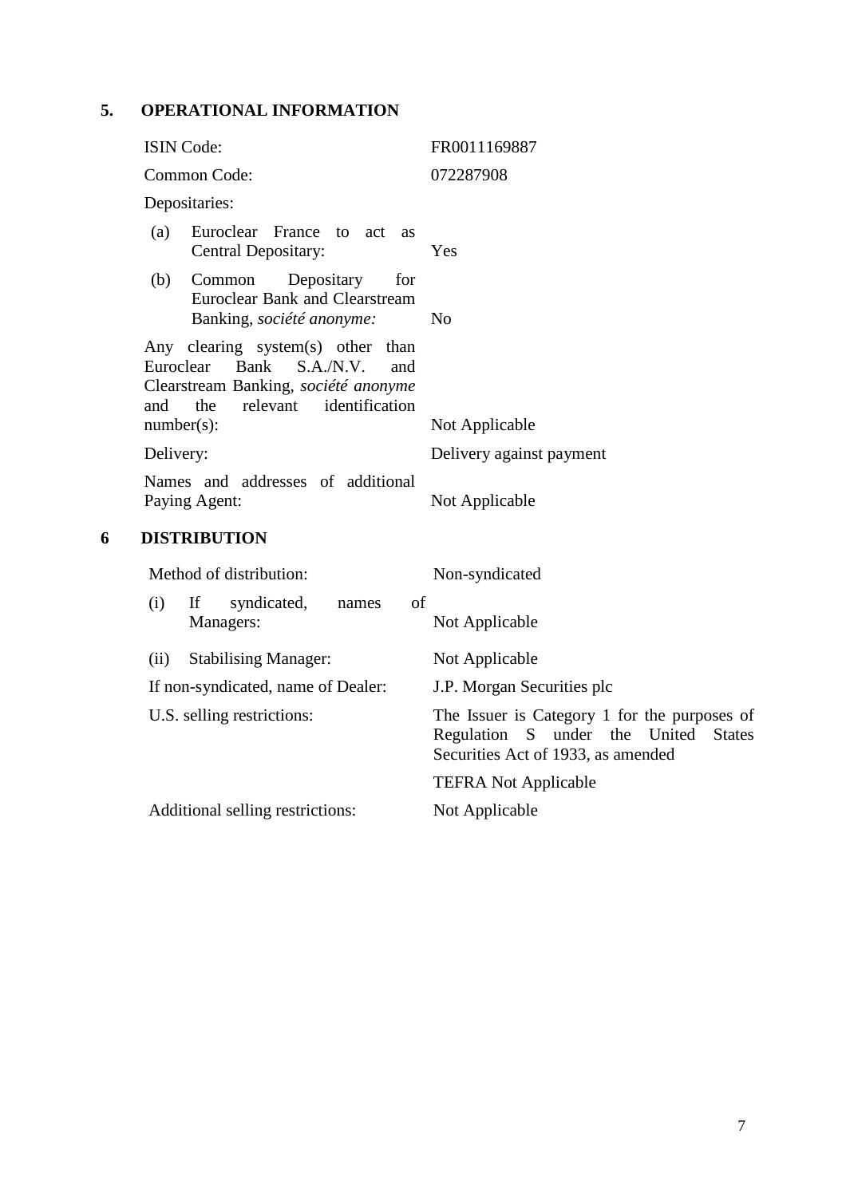## 5. OPERATIONAL INFORMATION

| | |
|---|---|
| ISIN Code: | FR0011169887 |
| Common Code: | 072287908 |
| Depositaries: | |
| (a) Euroclear France to act as Central Depositary: | Yes |
| (b) Common Depositary for Euroclear Bank and Clearstream Banking, *société anonyme:* | No |
| Any clearing system(s) other than Euroclear Bank S.A./N.V. and Clearstream Banking, *société anonyme* and the relevant identification number(s): | Not Applicable |
| Delivery: | Delivery against payment |
| Names and addresses of additional Paying Agent: | Not Applicable |

## 6 DISTRIBUTION

| | |
|---|---|
| Method of distribution: | Non-syndicated |
| (i) If syndicated, names of Managers: | Not Applicable |
| (ii) Stabilising Manager: | Not Applicable |
| If non-syndicated, name of Dealer: | J.P. Morgan Securities plc |
| U.S. selling restrictions: | The Issuer is Category 1 for the purposes of Regulation S under the United States Securities Act of 1933, as amended |
| | TEFRA Not Applicable |
| Additional selling restrictions: | Not Applicable |